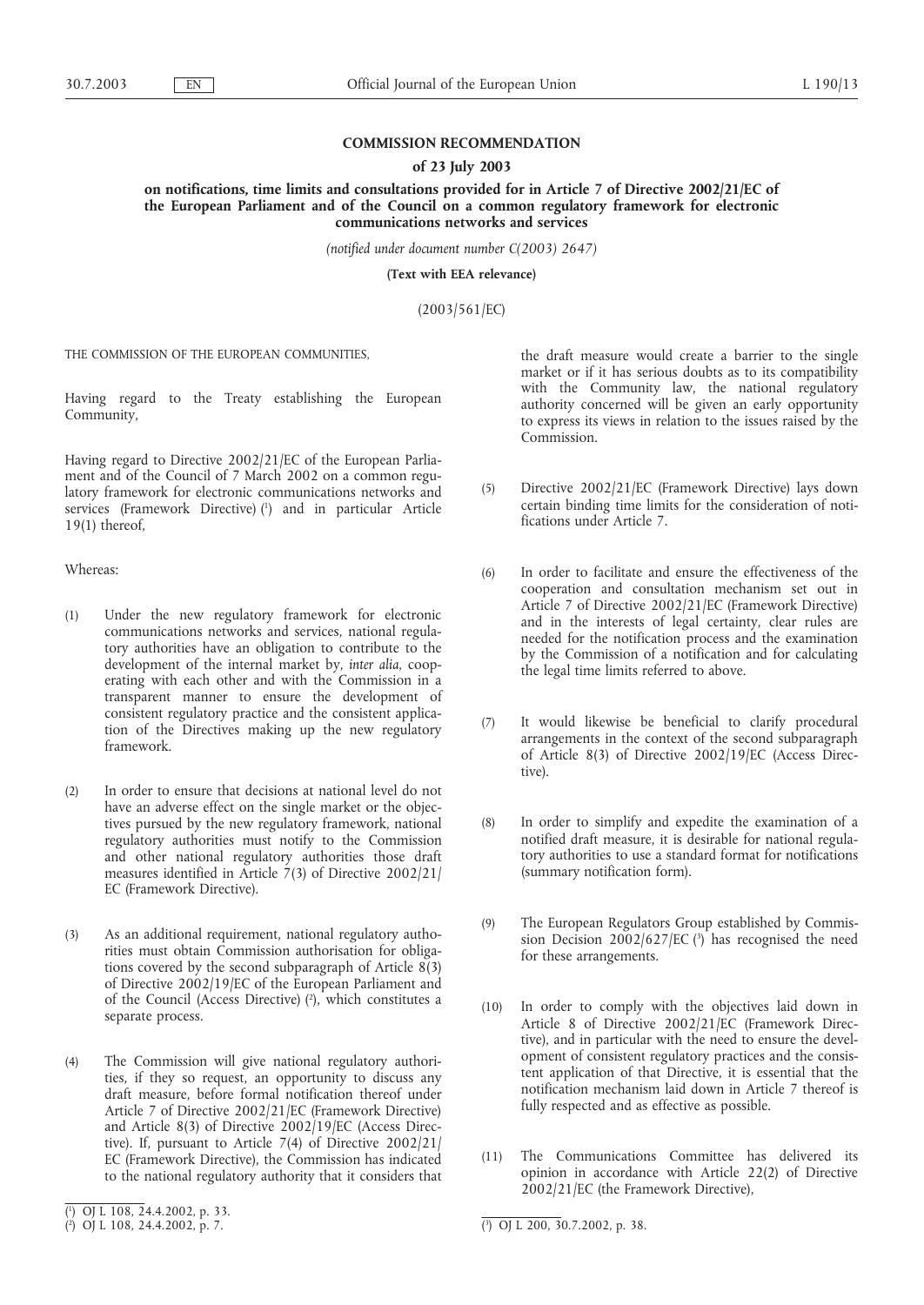# COMMISSION RECOMMENDATION

## of 23 July 2003

## on notifications, time limits and consultations provided for in Article 7 of Directive 2002/21/EC of the European Parliament and of the Council on a common regulatory framework for electronic communications networks and services

*(notified under document number C(2003) 2647)*

**(Text with EEA relevance)**

(2003/561/EC)

THE COMMISSION OF THE EUROPEAN COMMUNITIES,

Having regard to the Treaty establishing the European Community,

Having regard to Directive 2002/21/EC of the European Parliament and of the Council of 7 March 2002 on a common regulatory framework for electronic communications networks and services (Framework Directive) [1] and in particular Article 19(1) thereof,

Whereas:

(1) Under the new regulatory framework for electronic communications networks and services, national regulatory authorities have an obligation to contribute to the development of the internal market by, *inter alia*, cooperating with each other and with the Commission in a transparent manner to ensure the development of consistent regulatory practice and the consistent application of the Directives making up the new regulatory framework.

(2) In order to ensure that decisions at national level do not have an adverse effect on the single market or the objectives pursued by the new regulatory framework, national regulatory authorities must notify to the Commission and other national regulatory authorities those draft measures identified in Article 7(3) of Directive 2002/21/EC (Framework Directive).

(3) As an additional requirement, national regulatory authorities must obtain Commission authorisation for obligations covered by the second subparagraph of Article 8(3) of Directive 2002/19/EC of the European Parliament and of the Council (Access Directive) [2], which constitutes a separate process.

(4) The Commission will give national regulatory authorities, if they so request, an opportunity to discuss any draft measure, before formal notification thereof under Article 7 of Directive 2002/21/EC (Framework Directive) and Article 8(3) of Directive 2002/19/EC (Access Directive). If, pursuant to Article 7(4) of Directive 2002/21/EC (Framework Directive), the Commission has indicated to the national regulatory authority that it considers that the draft measure would create a barrier to the single market or if it has serious doubts as to its compatibility with the Community law, the national regulatory authority concerned will be given an early opportunity to express its views in relation to the issues raised by the Commission.

(5) Directive 2002/21/EC (Framework Directive) lays down certain binding time limits for the consideration of notifications under Article 7.

(6) In order to facilitate and ensure the effectiveness of the cooperation and consultation mechanism set out in Article 7 of Directive 2002/21/EC (Framework Directive) and in the interests of legal certainty, clear rules are needed for the notification process and the examination by the Commission of a notification and for calculating the legal time limits referred to above.

(7) It would likewise be beneficial to clarify procedural arrangements in the context of the second subparagraph of Article 8(3) of Directive 2002/19/EC (Access Directive).

(8) In order to simplify and expedite the examination of a notified draft measure, it is desirable for national regulatory authorities to use a standard format for notifications (summary notification form).

(9) The European Regulators Group established by Commission Decision 2002/627/EC [3] has recognised the need for these arrangements.

(10) In order to comply with the objectives laid down in Article 8 of Directive 2002/21/EC (Framework Directive), and in particular with the need to ensure the development of consistent regulatory practices and the consistent application of that Directive, it is essential that the notification mechanism laid down in Article 7 thereof is fully respected and as effective as possible.

(11) The Communications Committee has delivered its opinion in accordance with Article 22(2) of Directive 2002/21/EC (the Framework Directive),

---

[1] OJ L 108, 24.4.2002, p. 33.

[2] OJ L 108, 24.4.2002, p. 7.

[3] OJ L 200, 30.7.2002, p. 38.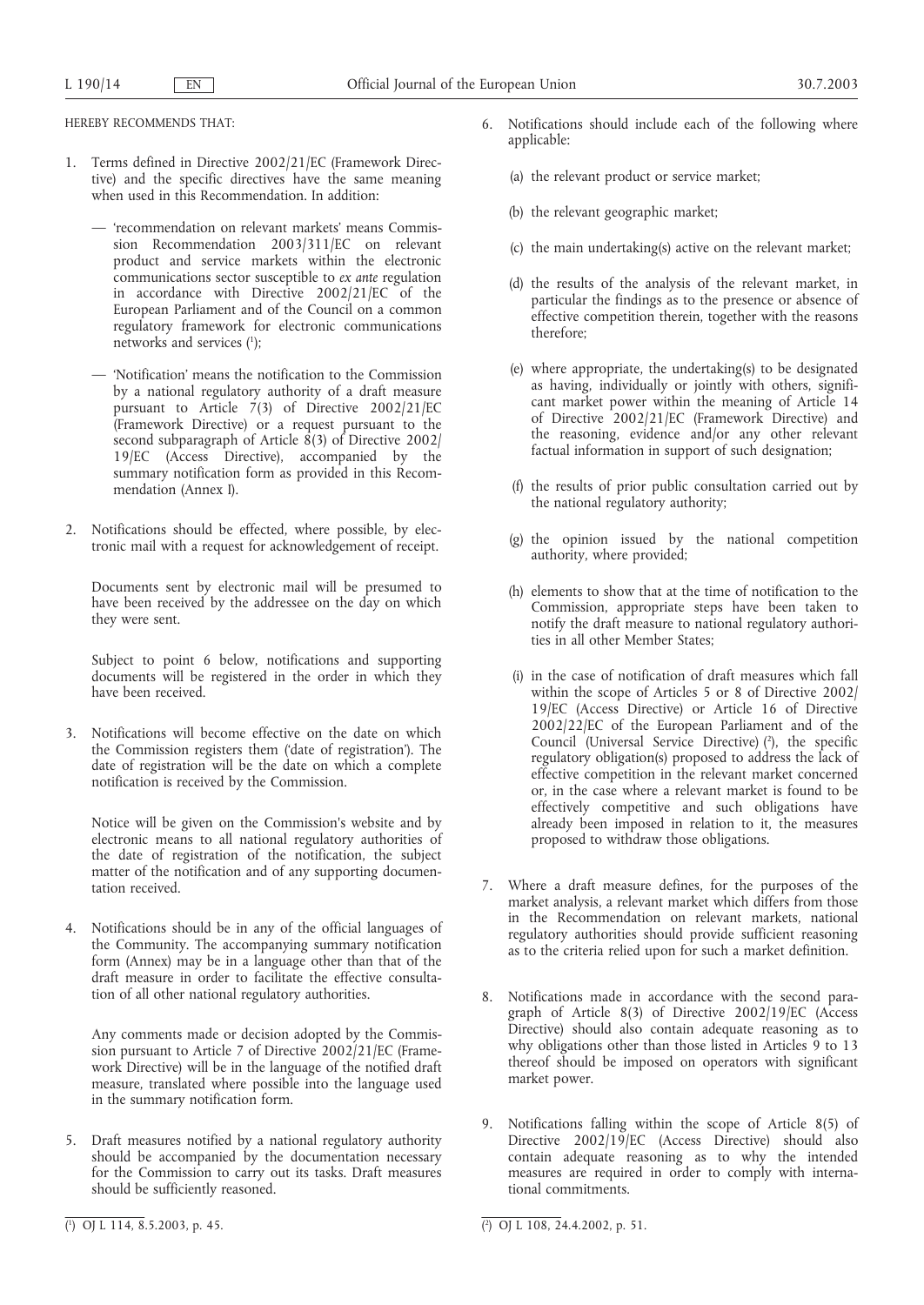HEREBY RECOMMENDS THAT:

1. Terms defined in Directive 2002/21/EC (Framework Directive) and the specific directives have the same meaning when used in this Recommendation. In addition:

   — 'recommendation on relevant markets' means Commission Recommendation 2003/311/EC on relevant product and service markets within the electronic communications sector susceptible to *ex ante* regulation in accordance with Directive 2002/21/EC of the European Parliament and of the Council on a common regulatory framework for electronic communications networks and services [1];

   — 'Notification' means the notification to the Commission by a national regulatory authority of a draft measure pursuant to Article 7(3) of Directive 2002/21/EC (Framework Directive) or a request pursuant to the second subparagraph of Article 8(3) of Directive 2002/19/EC (Access Directive), accompanied by the summary notification form as provided in this Recommendation (Annex I).

2. Notifications should be effected, where possible, by electronic mail with a request for acknowledgement of receipt.

   Documents sent by electronic mail will be presumed to have been received by the addressee on the day on which they were sent.

   Subject to point 6 below, notifications and supporting documents will be registered in the order in which they have been received.

3. Notifications will become effective on the date on which the Commission registers them ('date of registration'). The date of registration will be the date on which a complete notification is received by the Commission.

   Notice will be given on the Commission's website and by electronic means to all national regulatory authorities of the date of registration of the notification, the subject matter of the notification and of any supporting documentation received.

4. Notifications should be in any of the official languages of the Community. The accompanying summary notification form (Annex) may be in a language other than that of the draft measure in order to facilitate the effective consultation of all other national regulatory authorities.

   Any comments made or decision adopted by the Commission pursuant to Article 7 of Directive 2002/21/EC (Framework Directive) will be in the language of the notified draft measure, translated where possible into the language used in the summary notification form.

5. Draft measures notified by a national regulatory authority should be accompanied by the documentation necessary for the Commission to carry out its tasks. Draft measures should be sufficiently reasoned.

6. Notifications should include each of the following where applicable:

   (a) the relevant product or service market;

   (b) the relevant geographic market;

   (c) the main undertaking(s) active on the relevant market;

   (d) the results of the analysis of the relevant market, in particular the findings as to the presence or absence of effective competition therein, together with the reasons therefore;

   (e) where appropriate, the undertaking(s) to be designated as having, individually or jointly with others, significant market power within the meaning of Article 14 of Directive 2002/21/EC (Framework Directive) and the reasoning, evidence and/or any other relevant factual information in support of such designation;

   (f) the results of prior public consultation carried out by the national regulatory authority;

   (g) the opinion issued by the national competition authority, where provided;

   (h) elements to show that at the time of notification to the Commission, appropriate steps have been taken to notify the draft measure to national regulatory authorities in all other Member States;

   (i) in the case of notification of draft measures which fall within the scope of Articles 5 or 8 of Directive 2002/19/EC (Access Directive) or Article 16 of Directive 2002/22/EC of the European Parliament and of the Council (Universal Service Directive) [2], the specific regulatory obligation(s) proposed to address the lack of effective competition in the relevant market concerned or, in the case where a relevant market is found to be effectively competitive and such obligations have already been imposed in relation to it, the measures proposed to withdraw those obligations.

7. Where a draft measure defines, for the purposes of the market analysis, a relevant market which differs from those in the Recommendation on relevant markets, national regulatory authorities should provide sufficient reasoning as to the criteria relied upon for such a market definition.

8. Notifications made in accordance with the second paragraph of Article 8(3) of Directive 2002/19/EC (Access Directive) should also contain adequate reasoning as to why obligations other than those listed in Articles 9 to 13 thereof should be imposed on operators with significant market power.

9. Notifications falling within the scope of Article 8(5) of Directive 2002/19/EC (Access Directive) should also contain adequate reasoning as to why the intended measures are required in order to comply with international commitments.

---

[1] OJ L 114, 8.5.2003, p. 45.

[2] OJ L 108, 24.4.2002, p. 51.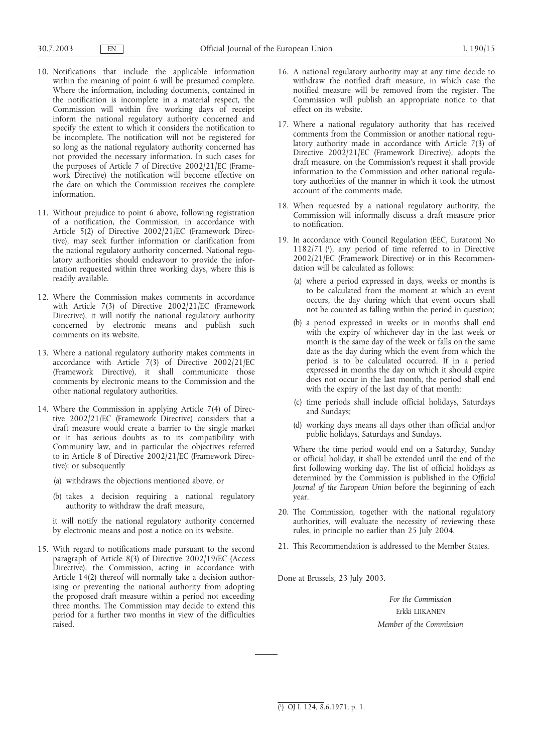10. Notifications that include the applicable information within the meaning of point 6 will be presumed complete. Where the information, including documents, contained in the notification is incomplete in a material respect, the Commission will within five working days of receipt inform the national regulatory authority concerned and specify the extent to which it considers the notification to be incomplete. The notification will not be registered for so long as the national regulatory authority concerned has not provided the necessary information. In such cases for the purposes of Article 7 of Directive 2002/21/EC (Framework Directive) the notification will become effective on the date on which the Commission receives the complete information.

11. Without prejudice to point 6 above, following registration of a notification, the Commission, in accordance with Article 5(2) of Directive 2002/21/EC (Framework Directive), may seek further information or clarification from the national regulatory authority concerned. National regulatory authorities should endeavour to provide the information requested within three working days, where this is readily available.

12. Where the Commission makes comments in accordance with Article 7(3) of Directive 2002/21/EC (Framework Directive), it will notify the national regulatory authority concerned by electronic means and publish such comments on its website.

13. Where a national regulatory authority makes comments in accordance with Article 7(3) of Directive 2002/21/EC (Framework Directive), it shall communicate those comments by electronic means to the Commission and the other national regulatory authorities.

14. Where the Commission in applying Article 7(4) of Directive 2002/21/EC (Framework Directive) considers that a draft measure would create a barrier to the single market or it has serious doubts as to its compatibility with Community law, and in particular the objectives referred to in Article 8 of Directive 2002/21/EC (Framework Directive); or subsequently

    (a) withdraws the objections mentioned above, or

    (b) takes a decision requiring a national regulatory authority to withdraw the draft measure,

    it will notify the national regulatory authority concerned by electronic means and post a notice on its website.

15. With regard to notifications made pursuant to the second paragraph of Article 8(3) of Directive 2002/19/EC (Access Directive), the Commission, acting in accordance with Article 14(2) thereof will normally take a decision authorising or preventing the national authority from adopting the proposed draft measure within a period not exceeding three months. The Commission may decide to extend this period for a further two months in view of the difficulties raised.

16. A national regulatory authority may at any time decide to withdraw the notified draft measure, in which case the notified measure will be removed from the register. The Commission will publish an appropriate notice to that effect on its website.

17. Where a national regulatory authority that has received comments from the Commission or another national regulatory authority made in accordance with Article 7(3) of Directive 2002/21/EC (Framework Directive), adopts the draft measure, on the Commission's request it shall provide information to the Commission and other national regulatory authorities of the manner in which it took the utmost account of the comments made.

18. When requested by a national regulatory authority, the Commission will informally discuss a draft measure prior to notification.

19. In accordance with Council Regulation (EEC, Euratom) No 1182/71 [1], any period of time referred to in Directive 2002/21/EC (Framework Directive) or in this Recommendation will be calculated as follows:

    (a) where a period expressed in days, weeks or months is to be calculated from the moment at which an event occurs, the day during which that event occurs shall not be counted as falling within the period in question;

    (b) a period expressed in weeks or in months shall end with the expiry of whichever day in the last week or month is the same day of the week or falls on the same date as the day during which the event from which the period is to be calculated occurred. If in a period expressed in months the day on which it should expire does not occur in the last month, the period shall end with the expiry of the last day of that month;

    (c) time periods shall include official holidays, Saturdays and Sundays;

    (d) working days means all days other than official and/or public holidays, Saturdays and Sundays.

    Where the time period would end on a Saturday, Sunday or official holiday, it shall be extended until the end of the first following working day. The list of official holidays as determined by the Commission is published in the *Official Journal of the European Union* before the beginning of each year.

20. The Commission, together with the national regulatory authorities, will evaluate the necessity of reviewing these rules, in principle no earlier than 25 July 2004.

21. This Recommendation is addressed to the Member States.

Done at Brussels, 23 July 2003.

*For the Commission*

Erkki LIIKANEN

*Member of the Commission*

---

[1] OJ L 124, 8.6.1971, p. 1.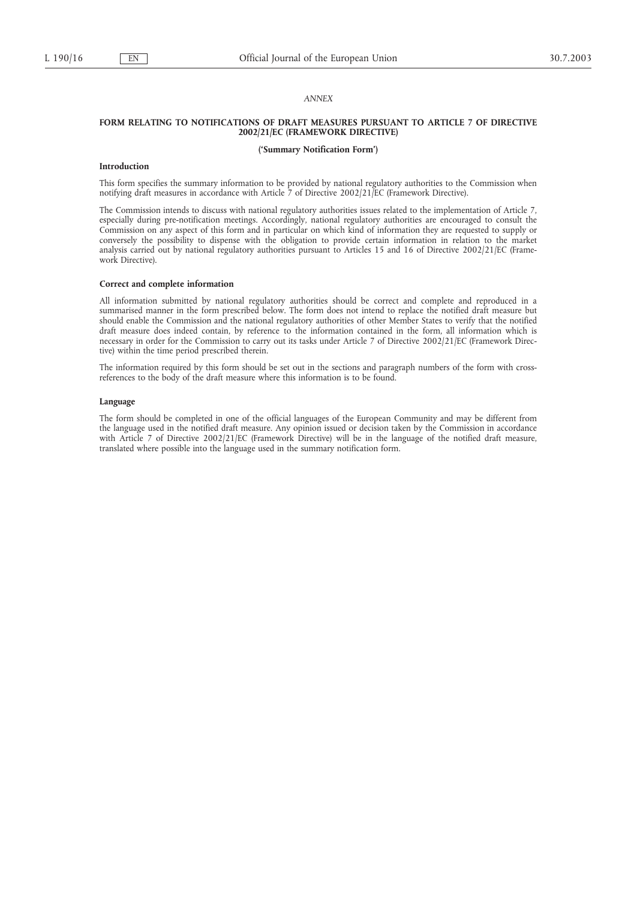*ANNEX*

## FORM RELATING TO NOTIFICATIONS OF DRAFT MEASURES PURSUANT TO ARTICLE 7 OF DIRECTIVE 2002/21/EC (FRAMEWORK DIRECTIVE)

### ('Summary Notification Form')

**Introduction**

This form specifies the summary information to be provided by national regulatory authorities to the Commission when notifying draft measures in accordance with Article 7 of Directive 2002/21/EC (Framework Directive).

The Commission intends to discuss with national regulatory authorities issues related to the implementation of Article 7, especially during pre-notification meetings. Accordingly, national regulatory authorities are encouraged to consult the Commission on any aspect of this form and in particular on which kind of information they are requested to supply or conversely the possibility to dispense with the obligation to provide certain information in relation to the market analysis carried out by national regulatory authorities pursuant to Articles 15 and 16 of Directive 2002/21/EC (Framework Directive).

**Correct and complete information**

All information submitted by national regulatory authorities should be correct and complete and reproduced in a summarised manner in the form prescribed below. The form does not intend to replace the notified draft measure but should enable the Commission and the national regulatory authorities of other Member States to verify that the notified draft measure does indeed contain, by reference to the information contained in the form, all information which is necessary in order for the Commission to carry out its tasks under Article 7 of Directive 2002/21/EC (Framework Directive) within the time period prescribed therein.

The information required by this form should be set out in the sections and paragraph numbers of the form with cross-references to the body of the draft measure where this information is to be found.

**Language**

The form should be completed in one of the official languages of the European Community and may be different from the language used in the notified draft measure. Any opinion issued or decision taken by the Commission in accordance with Article 7 of Directive 2002/21/EC (Framework Directive) will be in the language of the notified draft measure, translated where possible into the language used in the summary notification form.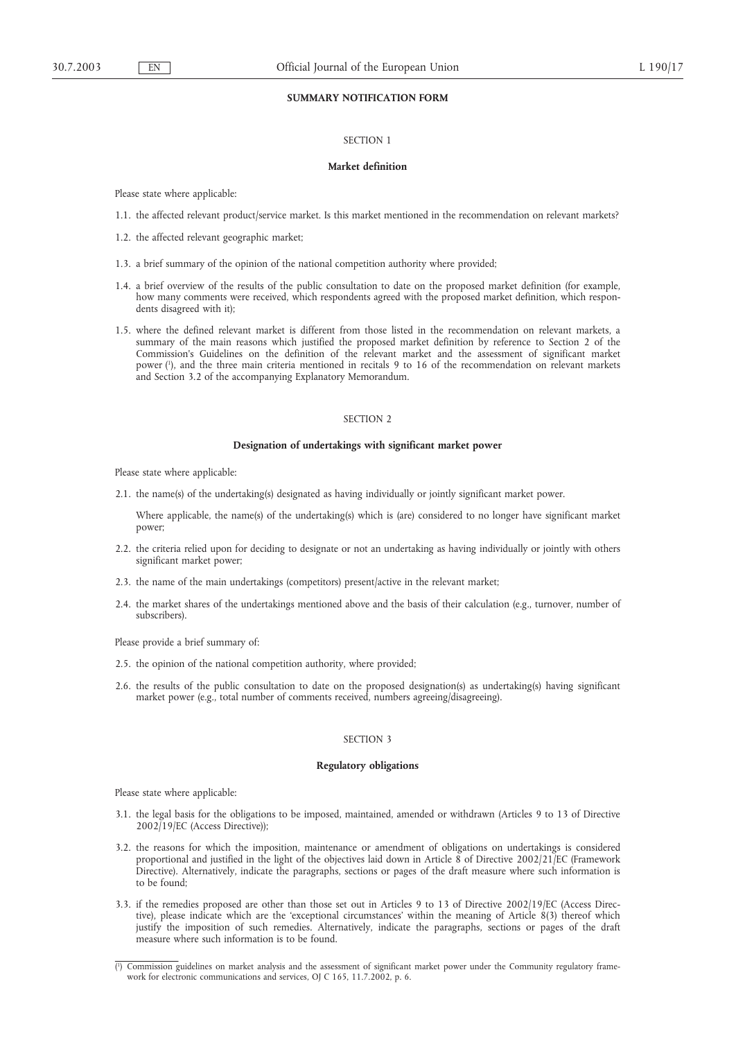## SUMMARY NOTIFICATION FORM

### SECTION 1

#### Market definition

Please state where applicable:

1.1. the affected relevant product/service market. Is this market mentioned in the recommendation on relevant markets?

1.2. the affected relevant geographic market;

1.3. a brief summary of the opinion of the national competition authority where provided;

1.4. a brief overview of the results of the public consultation to date on the proposed market definition (for example, how many comments were received, which respondents agreed with the proposed market definition, which respondents disagreed with it);

1.5. where the defined relevant market is different from those listed in the recommendation on relevant markets, a summary of the main reasons which justified the proposed market definition by reference to Section 2 of the Commission's Guidelines on the definition of the relevant market and the assessment of significant market power [1], and the three main criteria mentioned in recitals 9 to 16 of the recommendation on relevant markets and Section 3.2 of the accompanying Explanatory Memorandum.

### SECTION 2

#### Designation of undertakings with significant market power

Please state where applicable:

2.1. the name(s) of the undertaking(s) designated as having individually or jointly significant market power.

Where applicable, the name(s) of the undertaking(s) which is (are) considered to no longer have significant market power;

2.2. the criteria relied upon for deciding to designate or not an undertaking as having individually or jointly with others significant market power;

2.3. the name of the main undertakings (competitors) present/active in the relevant market;

2.4. the market shares of the undertakings mentioned above and the basis of their calculation (e.g., turnover, number of subscribers).

Please provide a brief summary of:

2.5. the opinion of the national competition authority, where provided;

2.6. the results of the public consultation to date on the proposed designation(s) as undertaking(s) having significant market power (e.g., total number of comments received, numbers agreeing/disagreeing).

### SECTION 3

#### Regulatory obligations

Please state where applicable:

3.1. the legal basis for the obligations to be imposed, maintained, amended or withdrawn (Articles 9 to 13 of Directive 2002/19/EC (Access Directive));

3.2. the reasons for which the imposition, maintenance or amendment of obligations on undertakings is considered proportional and justified in the light of the objectives laid down in Article 8 of Directive 2002/21/EC (Framework Directive). Alternatively, indicate the paragraphs, sections or pages of the draft measure where such information is to be found;

3.3. if the remedies proposed are other than those set out in Articles 9 to 13 of Directive 2002/19/EC (Access Directive), please indicate which are the 'exceptional circumstances' within the meaning of Article 8(3) thereof which justify the imposition of such remedies. Alternatively, indicate the paragraphs, sections or pages of the draft measure where such information is to be found.

---

[1] Commission guidelines on market analysis and the assessment of significant market power under the Community regulatory framework for electronic communications and services, OJ C 165, 11.7.2002, p. 6.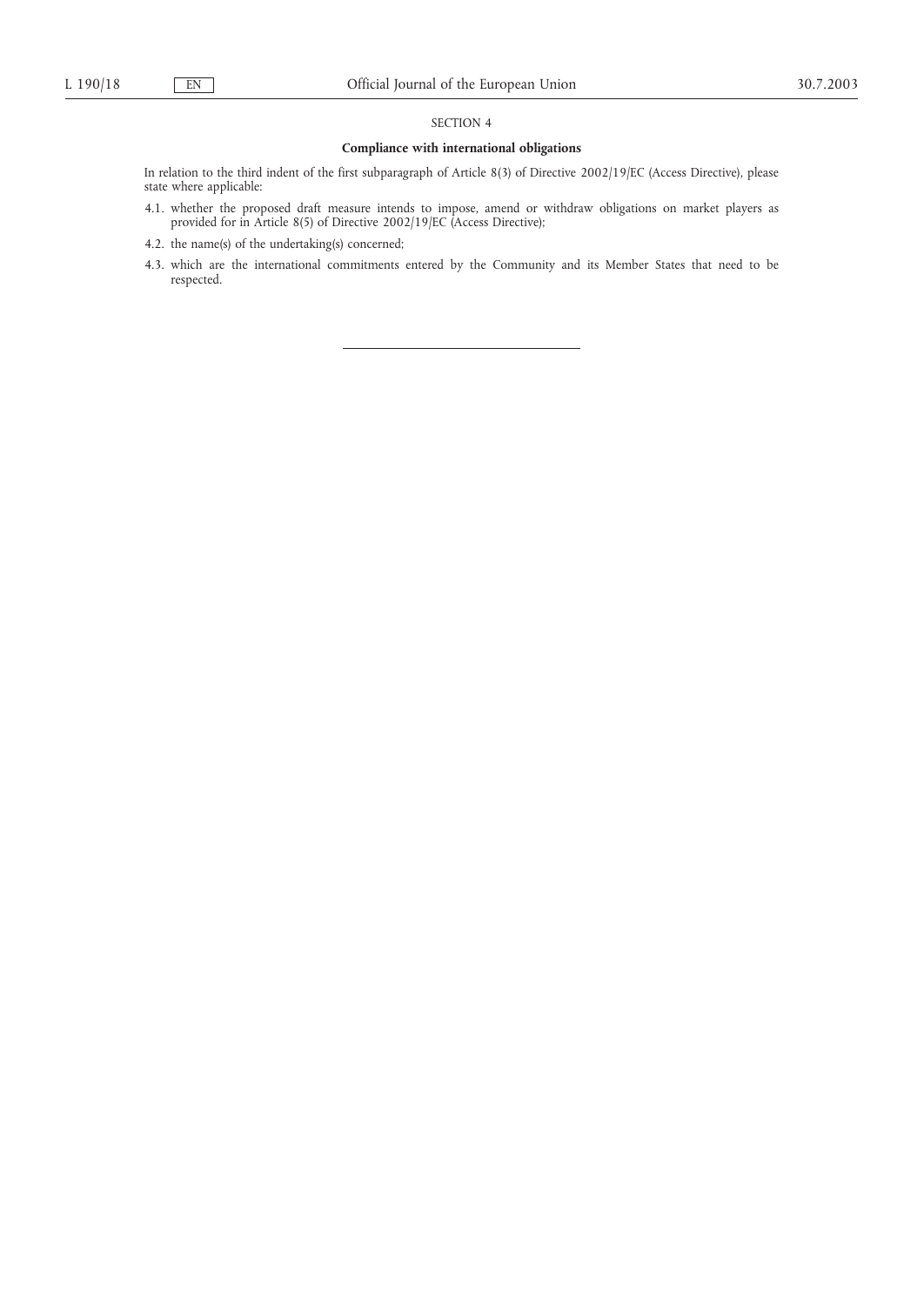SECTION 4

**Compliance with international obligations**

In relation to the third indent of the first subparagraph of Article 8(3) of Directive 2002/19/EC (Access Directive), please state where applicable:

4.1. whether the proposed draft measure intends to impose, amend or withdraw obligations on market players as provided for in Article 8(5) of Directive 2002/19/EC (Access Directive);

4.2. the name(s) of the undertaking(s) concerned;

4.3. which are the international commitments entered by the Community and its Member States that need to be respected.